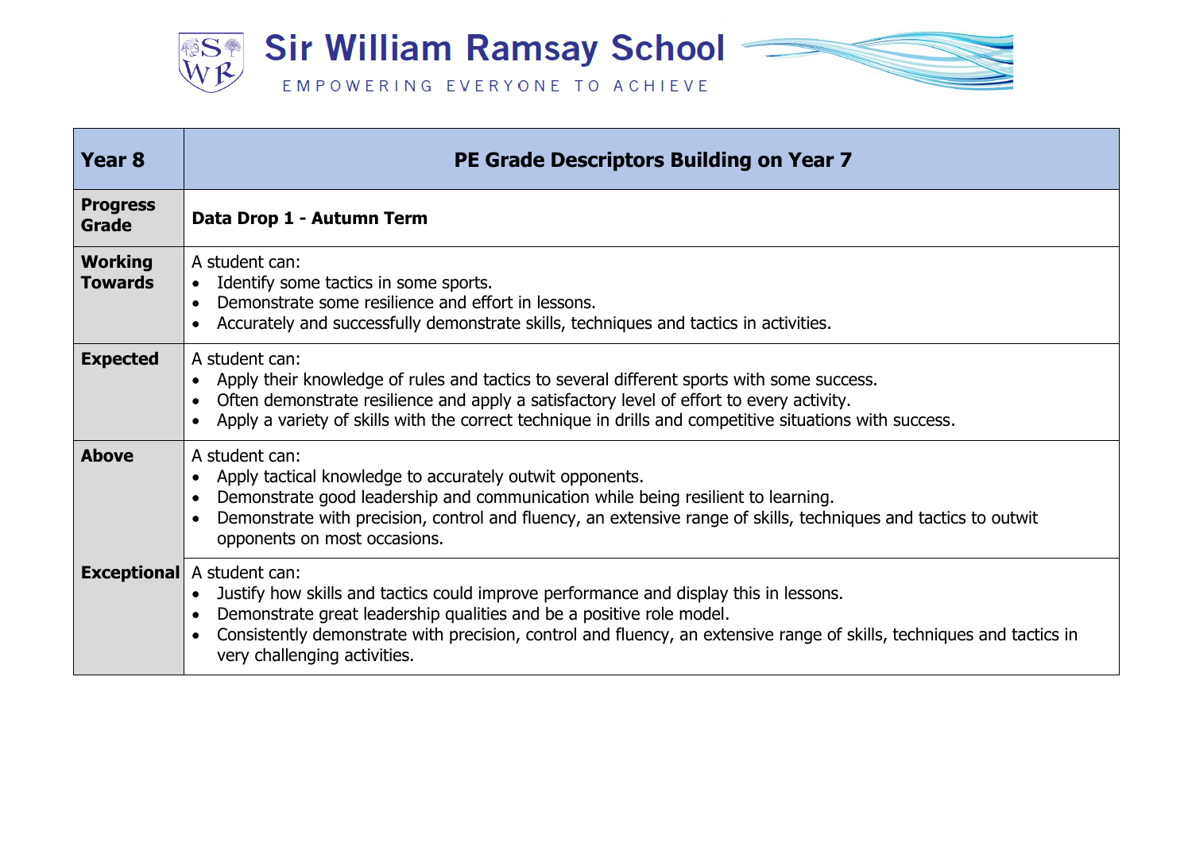# Sir William Ramsay School

EMPOWERING EVERYONE TO ACHIEVE

| **Year 8** | **PE Grade Descriptors Building on Year 7** |
|---|---|
| **Progress Grade** | **Data Drop 1 - Autumn Term** |
| **Working Towards** | A student can:<br>• Identify some tactics in some sports.<br>• Demonstrate some resilience and effort in lessons.<br>• Accurately and successfully demonstrate skills, techniques and tactics in activities. |
| **Expected** | A student can:<br>• Apply their knowledge of rules and tactics to several different sports with some success.<br>• Often demonstrate resilience and apply a satisfactory level of effort to every activity.<br>• Apply a variety of skills with the correct technique in drills and competitive situations with success. |
| **Above** | A student can:<br>• Apply tactical knowledge to accurately outwit opponents.<br>• Demonstrate good leadership and communication while being resilient to learning.<br>• Demonstrate with precision, control and fluency, an extensive range of skills, techniques and tactics to outwit opponents on most occasions. |
| **Exceptional** | A student can:<br>• Justify how skills and tactics could improve performance and display this in lessons.<br>• Demonstrate great leadership qualities and be a positive role model.<br>• Consistently demonstrate with precision, control and fluency, an extensive range of skills, techniques and tactics in very challenging activities. |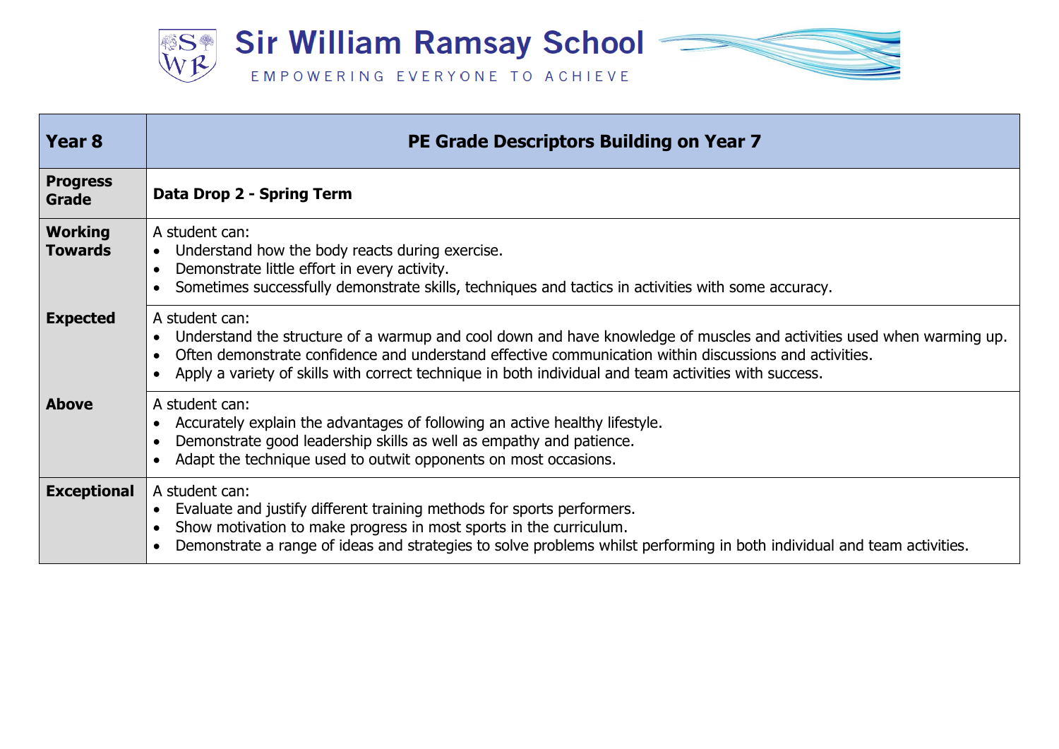Sir William Ramsay School

EMPOWERING EVERYONE TO ACHIEVE

| Year 8 | PE Grade Descriptors Building on Year 7 |
| --- | --- |
| **Progress Grade** | **Data Drop 2 - Spring Term** |
| **Working Towards** | A student can:<br>• Understand how the body reacts during exercise.<br>• Demonstrate little effort in every activity.<br>• Sometimes successfully demonstrate skills, techniques and tactics in activities with some accuracy. |
| **Expected** | A student can:<br>• Understand the structure of a warmup and cool down and have knowledge of muscles and activities used when warming up.<br>• Often demonstrate confidence and understand effective communication within discussions and activities.<br>• Apply a variety of skills with correct technique in both individual and team activities with success. |
| **Above** | A student can:<br>• Accurately explain the advantages of following an active healthy lifestyle.<br>• Demonstrate good leadership skills as well as empathy and patience.<br>• Adapt the technique used to outwit opponents on most occasions. |
| **Exceptional** | A student can:<br>• Evaluate and justify different training methods for sports performers.<br>• Show motivation to make progress in most sports in the curriculum.<br>• Demonstrate a range of ideas and strategies to solve problems whilst performing in both individual and team activities. |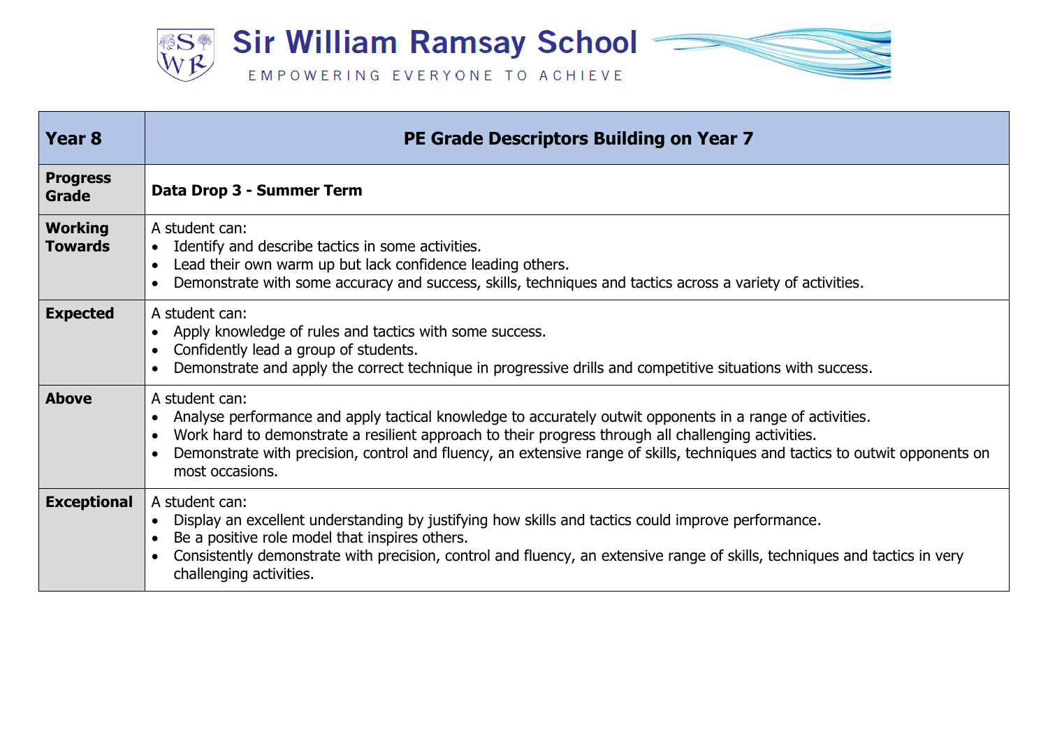# Sir William Ramsay School

EMPOWERING EVERYONE TO ACHIEVE

| **Year 8** | **PE Grade Descriptors Building on Year 7** |
|---|---|
| **Progress Grade** | **Data Drop 3 - Summer Term** |
| **Working Towards** | A student can:<br>• Identify and describe tactics in some activities.<br>• Lead their own warm up but lack confidence leading others.<br>• Demonstrate with some accuracy and success, skills, techniques and tactics across a variety of activities. |
| **Expected** | A student can:<br>• Apply knowledge of rules and tactics with some success.<br>• Confidently lead a group of students.<br>• Demonstrate and apply the correct technique in progressive drills and competitive situations with success. |
| **Above** | A student can:<br>• Analyse performance and apply tactical knowledge to accurately outwit opponents in a range of activities.<br>• Work hard to demonstrate a resilient approach to their progress through all challenging activities.<br>• Demonstrate with precision, control and fluency, an extensive range of skills, techniques and tactics to outwit opponents on most occasions. |
| **Exceptional** | A student can:<br>• Display an excellent understanding by justifying how skills and tactics could improve performance.<br>• Be a positive role model that inspires others.<br>• Consistently demonstrate with precision, control and fluency, an extensive range of skills, techniques and tactics in very challenging activities. |